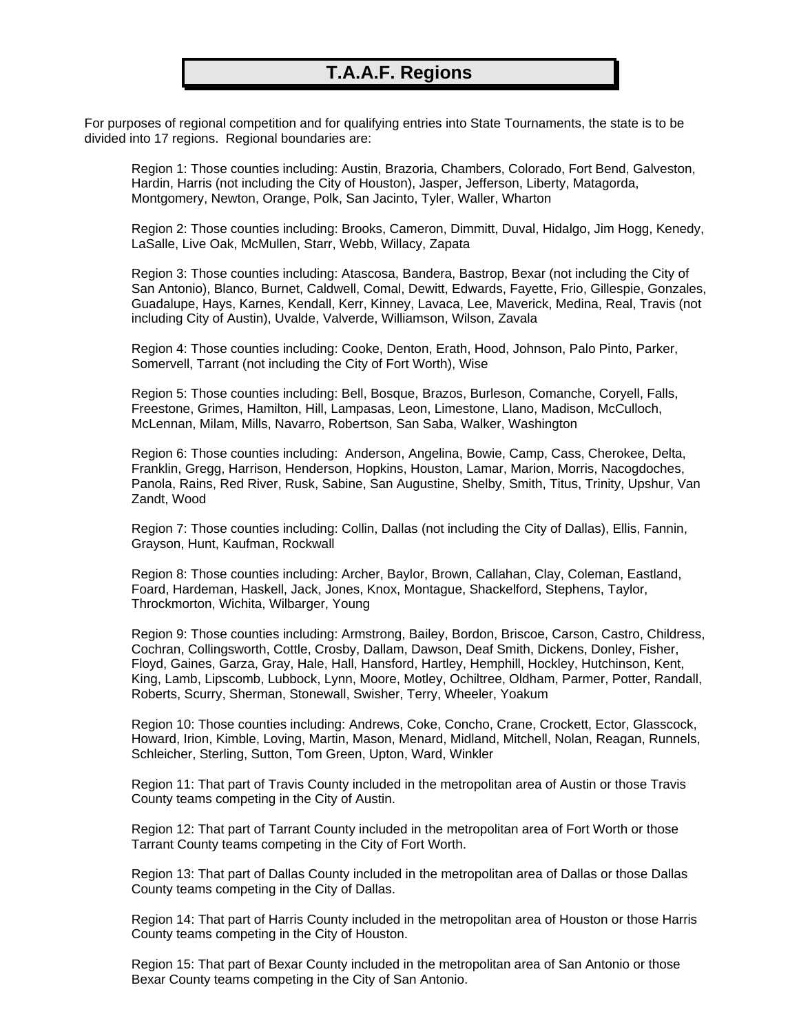# T.A.A.F. Regions

For purposes of regional competition and for qualifying entries into State Tournaments, the state is to be divided into 17 regions. Regional boundaries are:

Region 1: Those counties including: Austin, Brazoria, Chambers, Colorado, Fort Bend, Galveston, Hardin, Harris (not including the City of Houston), Jasper, Jefferson, Liberty, Matagorda, Montgomery, Newton, Orange, Polk, San Jacinto, Tyler, Waller, Wharton

Region 2: Those counties including: Brooks, Cameron, Dimmitt, Duval, Hidalgo, Jim Hogg, Kenedy, LaSalle, Live Oak, McMullen, Starr, Webb, Willacy, Zapata

Region 3: Those counties including: Atascosa, Bandera, Bastrop, Bexar (not including the City of San Antonio), Blanco, Burnet, Caldwell, Comal, Dewitt, Edwards, Fayette, Frio, Gillespie, Gonzales, Guadalupe, Hays, Karnes, Kendall, Kerr, Kinney, Lavaca, Lee, Maverick, Medina, Real, Travis (not including City of Austin), Uvalde, Valverde, Williamson, Wilson, Zavala

Region 4: Those counties including: Cooke, Denton, Erath, Hood, Johnson, Palo Pinto, Parker, Somervell, Tarrant (not including the City of Fort Worth), Wise

Region 5: Those counties including: Bell, Bosque, Brazos, Burleson, Comanche, Coryell, Falls, Freestone, Grimes, Hamilton, Hill, Lampasas, Leon, Limestone, Llano, Madison, McCulloch, McLennan, Milam, Mills, Navarro, Robertson, San Saba, Walker, Washington

Region 6: Those counties including: Anderson, Angelina, Bowie, Camp, Cass, Cherokee, Delta, Franklin, Gregg, Harrison, Henderson, Hopkins, Houston, Lamar, Marion, Morris, Nacogdoches, Panola, Rains, Red River, Rusk, Sabine, San Augustine, Shelby, Smith, Titus, Trinity, Upshur, Van Zandt, Wood

Region 7: Those counties including: Collin, Dallas (not including the City of Dallas), Ellis, Fannin, Grayson, Hunt, Kaufman, Rockwall

Region 8: Those counties including: Archer, Baylor, Brown, Callahan, Clay, Coleman, Eastland, Foard, Hardeman, Haskell, Jack, Jones, Knox, Montague, Shackelford, Stephens, Taylor, Throckmorton, Wichita, Wilbarger, Young

Region 9: Those counties including: Armstrong, Bailey, Bordon, Briscoe, Carson, Castro, Childress, Cochran, Collingsworth, Cottle, Crosby, Dallam, Dawson, Deaf Smith, Dickens, Donley, Fisher, Floyd, Gaines, Garza, Gray, Hale, Hall, Hansford, Hartley, Hemphill, Hockley, Hutchinson, Kent, King, Lamb, Lipscomb, Lubbock, Lynn, Moore, Motley, Ochiltree, Oldham, Parmer, Potter, Randall, Roberts, Scurry, Sherman, Stonewall, Swisher, Terry, Wheeler, Yoakum

Region 10: Those counties including: Andrews, Coke, Concho, Crane, Crockett, Ector, Glasscock, Howard, Irion, Kimble, Loving, Martin, Mason, Menard, Midland, Mitchell, Nolan, Reagan, Runnels, Schleicher, Sterling, Sutton, Tom Green, Upton, Ward, Winkler

Region 11: That part of Travis County included in the metropolitan area of Austin or those Travis County teams competing in the City of Austin.

Region 12: That part of Tarrant County included in the metropolitan area of Fort Worth or those Tarrant County teams competing in the City of Fort Worth.

Region 13: That part of Dallas County included in the metropolitan area of Dallas or those Dallas County teams competing in the City of Dallas.

Region 14: That part of Harris County included in the metropolitan area of Houston or those Harris County teams competing in the City of Houston.

Region 15: That part of Bexar County included in the metropolitan area of San Antonio or those Bexar County teams competing in the City of San Antonio.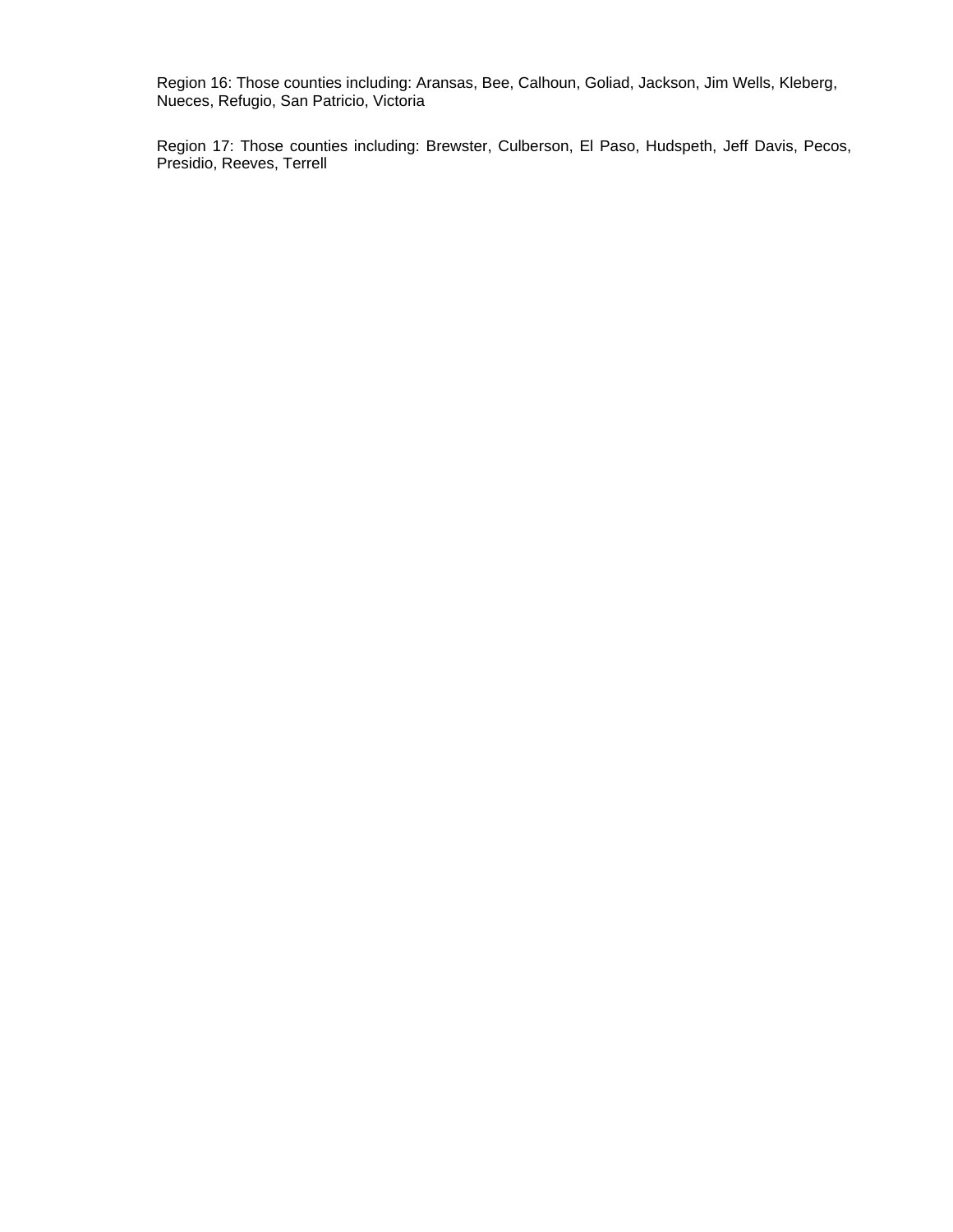Region 16: Those counties including: Aransas, Bee, Calhoun, Goliad, Jackson, Jim Wells, Kleberg, Nueces, Refugio, San Patricio, Victoria

Region 17: Those counties including: Brewster, Culberson, El Paso, Hudspeth, Jeff Davis, Pecos, Presidio, Reeves, Terrell